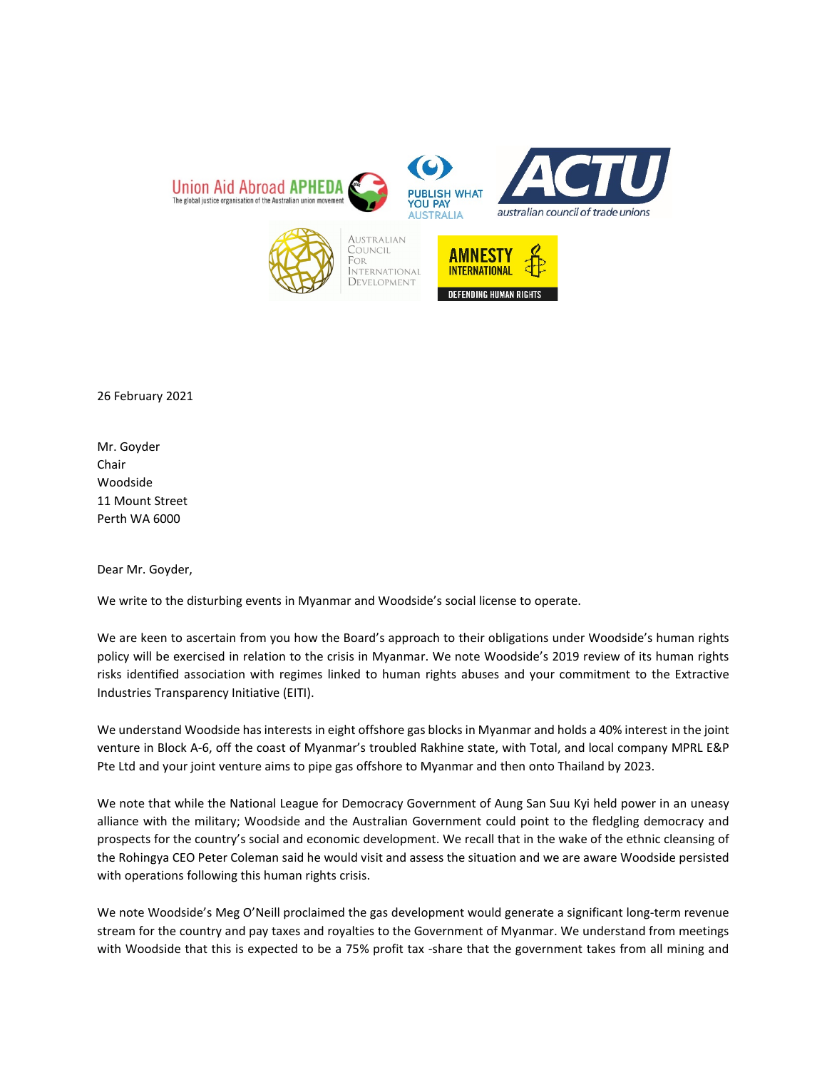26 February 2021

Mr. Goyder
Chair
Woodside
11 Mount Street
Perth WA 6000

Dear Mr. Goyder,

We write to the disturbing events in Myanmar and Woodside's social license to operate.

We are keen to ascertain from you how the Board's approach to their obligations under Woodside's human rights policy will be exercised in relation to the crisis in Myanmar. We note Woodside's 2019 review of its human rights risks identified association with regimes linked to human rights abuses and your commitment to the Extractive Industries Transparency Initiative (EITI).

We understand Woodside has interests in eight offshore gas blocks in Myanmar and holds a 40% interest in the joint venture in Block A-6, off the coast of Myanmar's troubled Rakhine state, with Total, and local company MPRL E&P Pte Ltd and your joint venture aims to pipe gas offshore to Myanmar and then onto Thailand by 2023.

We note that while the National League for Democracy Government of Aung San Suu Kyi held power in an uneasy alliance with the military; Woodside and the Australian Government could point to the fledgling democracy and prospects for the country's social and economic development. We recall that in the wake of the ethnic cleansing of the Rohingya CEO Peter Coleman said he would visit and assess the situation and we are aware Woodside persisted with operations following this human rights crisis.

We note Woodside's Meg O'Neill proclaimed the gas development would generate a significant long-term revenue stream for the country and pay taxes and royalties to the Government of Myanmar. We understand from meetings with Woodside that this is expected to be a 75% profit tax -share that the government takes from all mining and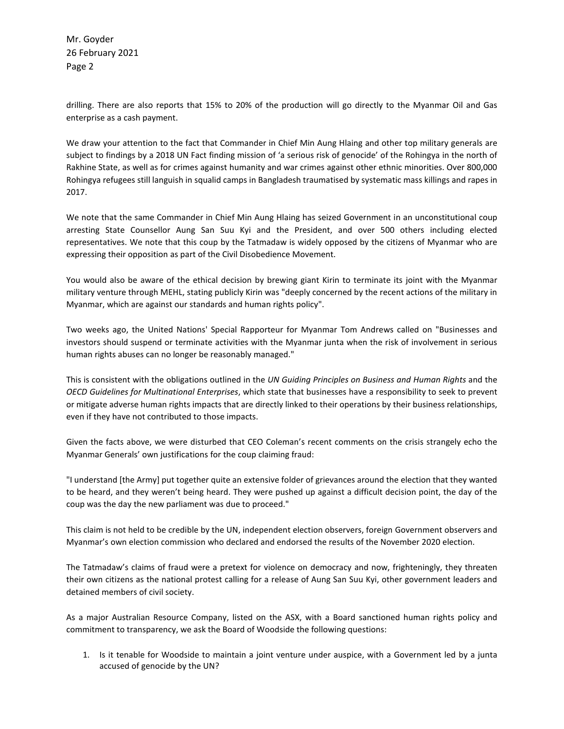drilling. There are also reports that 15% to 20% of the production will go directly to the Myanmar Oil and Gas enterprise as a cash payment.

We draw your attention to the fact that Commander in Chief Min Aung Hlaing and other top military generals are subject to findings by a 2018 UN Fact finding mission of 'a serious risk of genocide' of the Rohingya in the north of Rakhine State, as well as for crimes against humanity and war crimes against other ethnic minorities. Over 800,000 Rohingya refugees still languish in squalid camps in Bangladesh traumatised by systematic mass killings and rapes in 2017.

We note that the same Commander in Chief Min Aung Hlaing has seized Government in an unconstitutional coup arresting State Counsellor Aung San Suu Kyi and the President, and over 500 others including elected representatives. We note that this coup by the Tatmadaw is widely opposed by the citizens of Myanmar who are expressing their opposition as part of the Civil Disobedience Movement.

You would also be aware of the ethical decision by brewing giant Kirin to terminate its joint with the Myanmar military venture through MEHL, stating publicly Kirin was "deeply concerned by the recent actions of the military in Myanmar, which are against our standards and human rights policy".

Two weeks ago, the United Nations' Special Rapporteur for Myanmar Tom Andrews called on "Businesses and investors should suspend or terminate activities with the Myanmar junta when the risk of involvement in serious human rights abuses can no longer be reasonably managed."

This is consistent with the obligations outlined in the *UN Guiding Principles on Business and Human Rights* and the *OECD Guidelines for Multinational Enterprises*, which state that businesses have a responsibility to seek to prevent or mitigate adverse human rights impacts that are directly linked to their operations by their business relationships, even if they have not contributed to those impacts.

Given the facts above, we were disturbed that CEO Coleman's recent comments on the crisis strangely echo the Myanmar Generals' own justifications for the coup claiming fraud:

"I understand [the Army] put together quite an extensive folder of grievances around the election that they wanted to be heard, and they weren't being heard. They were pushed up against a difficult decision point, the day of the coup was the day the new parliament was due to proceed."

This claim is not held to be credible by the UN, independent election observers, foreign Government observers and Myanmar's own election commission who declared and endorsed the results of the November 2020 election.

The Tatmadaw's claims of fraud were a pretext for violence on democracy and now, frighteningly, they threaten their own citizens as the national protest calling for a release of Aung San Suu Kyi, other government leaders and detained members of civil society.

As a major Australian Resource Company, listed on the ASX, with a Board sanctioned human rights policy and commitment to transparency, we ask the Board of Woodside the following questions:

1. Is it tenable for Woodside to maintain a joint venture under auspice, with a Government led by a junta accused of genocide by the UN?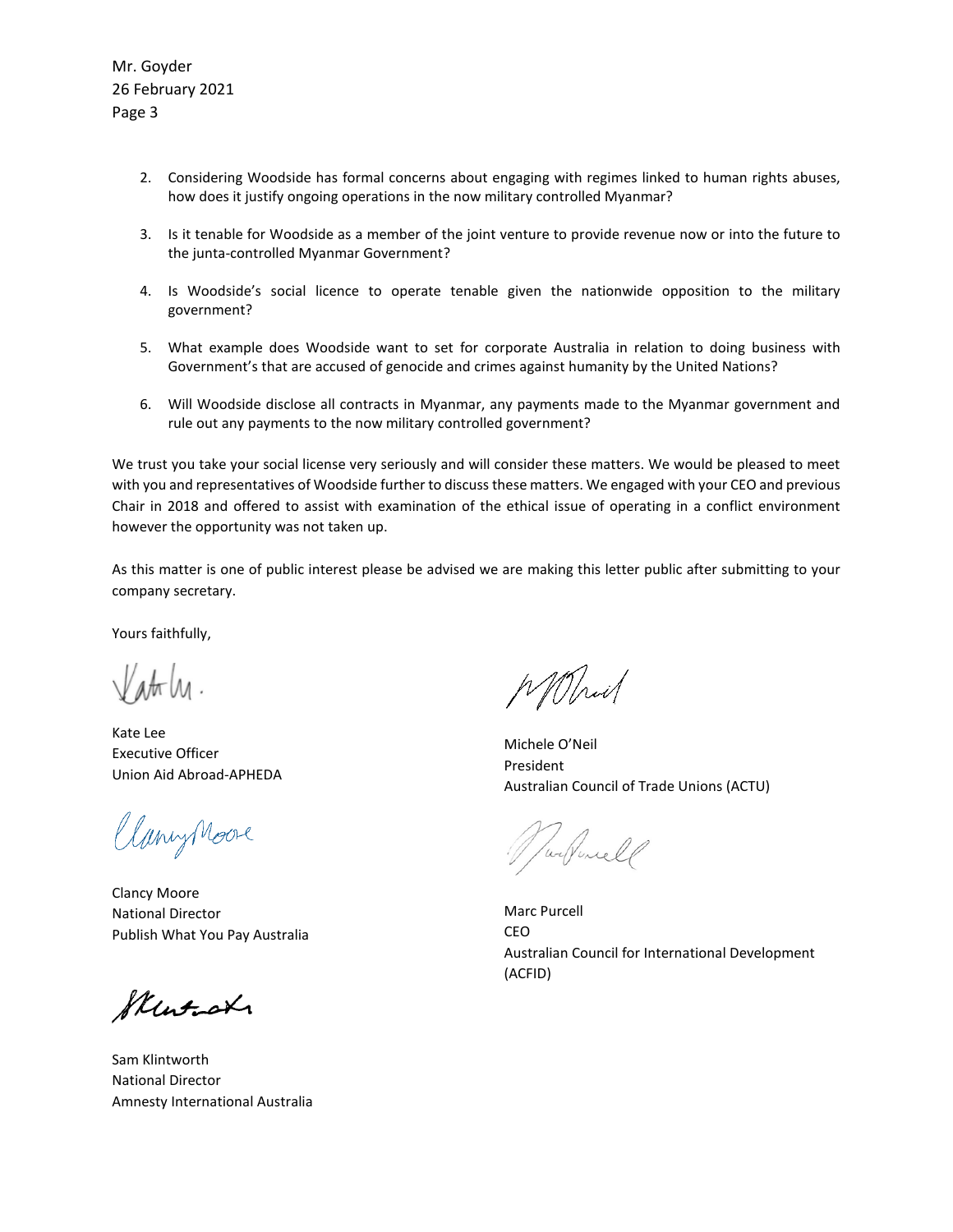2. Considering Woodside has formal concerns about engaging with regimes linked to human rights abuses, how does it justify ongoing operations in the now military controlled Myanmar?

3. Is it tenable for Woodside as a member of the joint venture to provide revenue now or into the future to the junta-controlled Myanmar Government?

4. Is Woodside's social licence to operate tenable given the nationwide opposition to the military government?

5. What example does Woodside want to set for corporate Australia in relation to doing business with Government's that are accused of genocide and crimes against humanity by the United Nations?

6. Will Woodside disclose all contracts in Myanmar, any payments made to the Myanmar government and rule out any payments to the now military controlled government?

We trust you take your social license very seriously and will consider these matters. We would be pleased to meet with you and representatives of Woodside further to discuss these matters. We engaged with your CEO and previous Chair in 2018 and offered to assist with examination of the ethical issue of operating in a conflict environment however the opportunity was not taken up.

As this matter is one of public interest please be advised we are making this letter public after submitting to your company secretary.

Yours faithfully,

Kate Lee
Executive Officer
Union Aid Abroad-APHEDA

Michele O'Neil
President
Australian Council of Trade Unions (ACTU)

Clancy Moore
National Director
Publish What You Pay Australia

Marc Purcell
CEO
Australian Council for International Development (ACFID)

Sam Klintworth
National Director
Amnesty International Australia